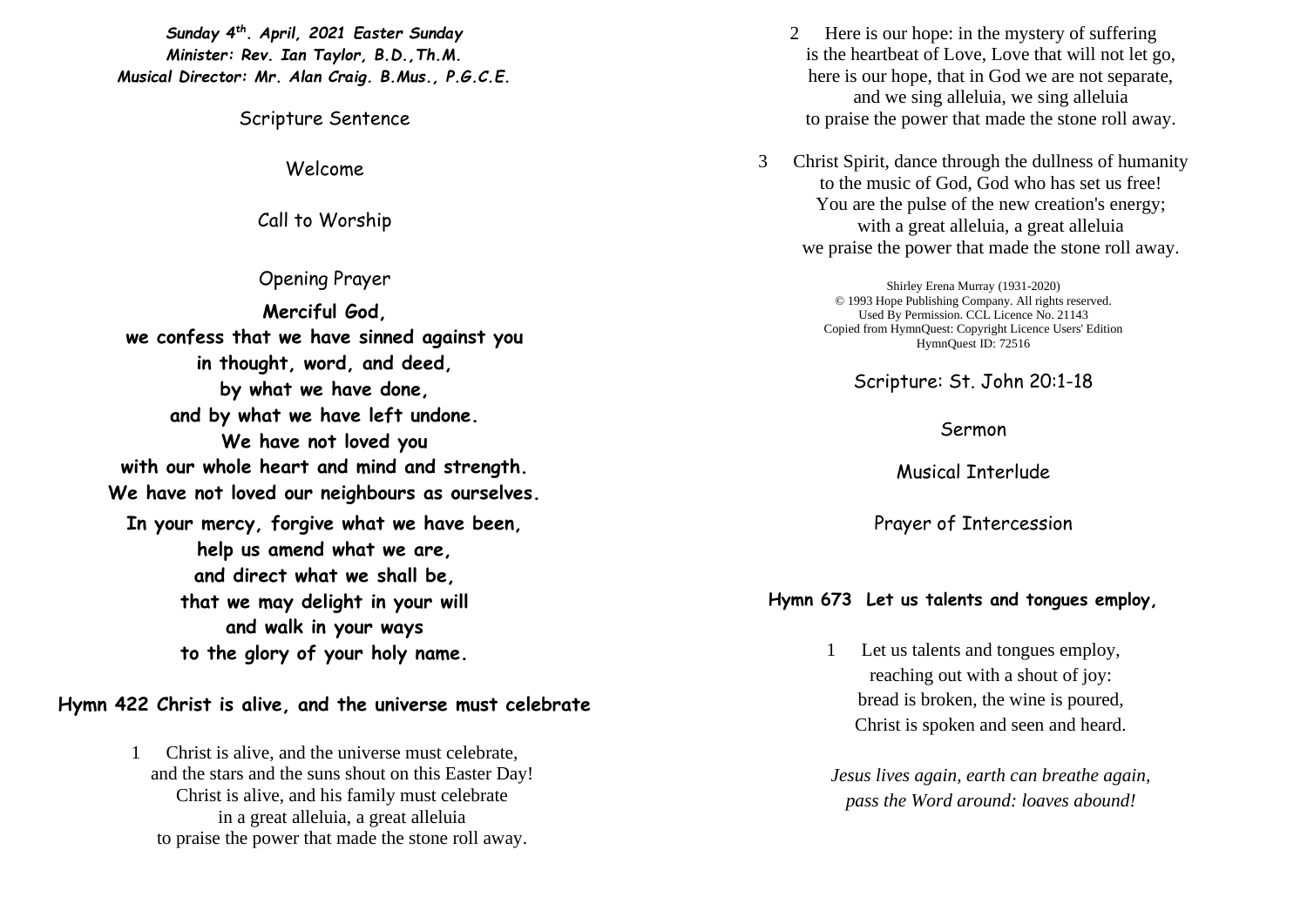***Sunday 4th. April, 2021 Easter Sunday***
***Minister: Rev. Ian Taylor, B.D.,Th.M.***
***Musical Director: Mr. Alan Craig. B.Mus., P.G.C.E.***

Scripture Sentence

Welcome

Call to Worship

Opening Prayer

**Merciful God,**
**we confess that we have sinned against you**
**in thought, word, and deed,**
**by what we have done,**
**and by what we have left undone.**
**We have not loved you**
**with our whole heart and mind and strength.**
**We have not loved our neighbours as ourselves.**
**In your mercy, forgive what we have been,**
**help us amend what we are,**
**and direct what we shall be,**
**that we may delight in your will**
**and walk in your ways**
**to the glory of your holy name.**

**Hymn 422 Christ is alive, and the universe must celebrate**

1 Christ is alive, and the universe must celebrate,
and the stars and the suns shout on this Easter Day!
Christ is alive, and his family must celebrate
in a great alleluia, a great alleluia
to praise the power that made the stone roll away.

2 Here is our hope: in the mystery of suffering
is the heartbeat of Love, Love that will not let go,
here is our hope, that in God we are not separate,
and we sing alleluia, we sing alleluia
to praise the power that made the stone roll away.

3 Christ Spirit, dance through the dullness of humanity
to the music of God, God who has set us free!
You are the pulse of the new creation's energy;
with a great alleluia, a great alleluia
we praise the power that made the stone roll away.

Shirley Erena Murray (1931-2020)
© 1993 Hope Publishing Company. All rights reserved.
Used By Permission. CCL Licence No. 21143
Copied from HymnQuest: Copyright Licence Users' Edition
HymnQuest ID: 72516

Scripture: St. John 20:1-18

Sermon

Musical Interlude

Prayer of Intercession

**Hymn 673 Let us talents and tongues employ,**

1 Let us talents and tongues employ,
reaching out with a shout of joy:
bread is broken, the wine is poured,
Christ is spoken and seen and heard.

*Jesus lives again, earth can breathe again,*
*pass the Word around: loaves abound!*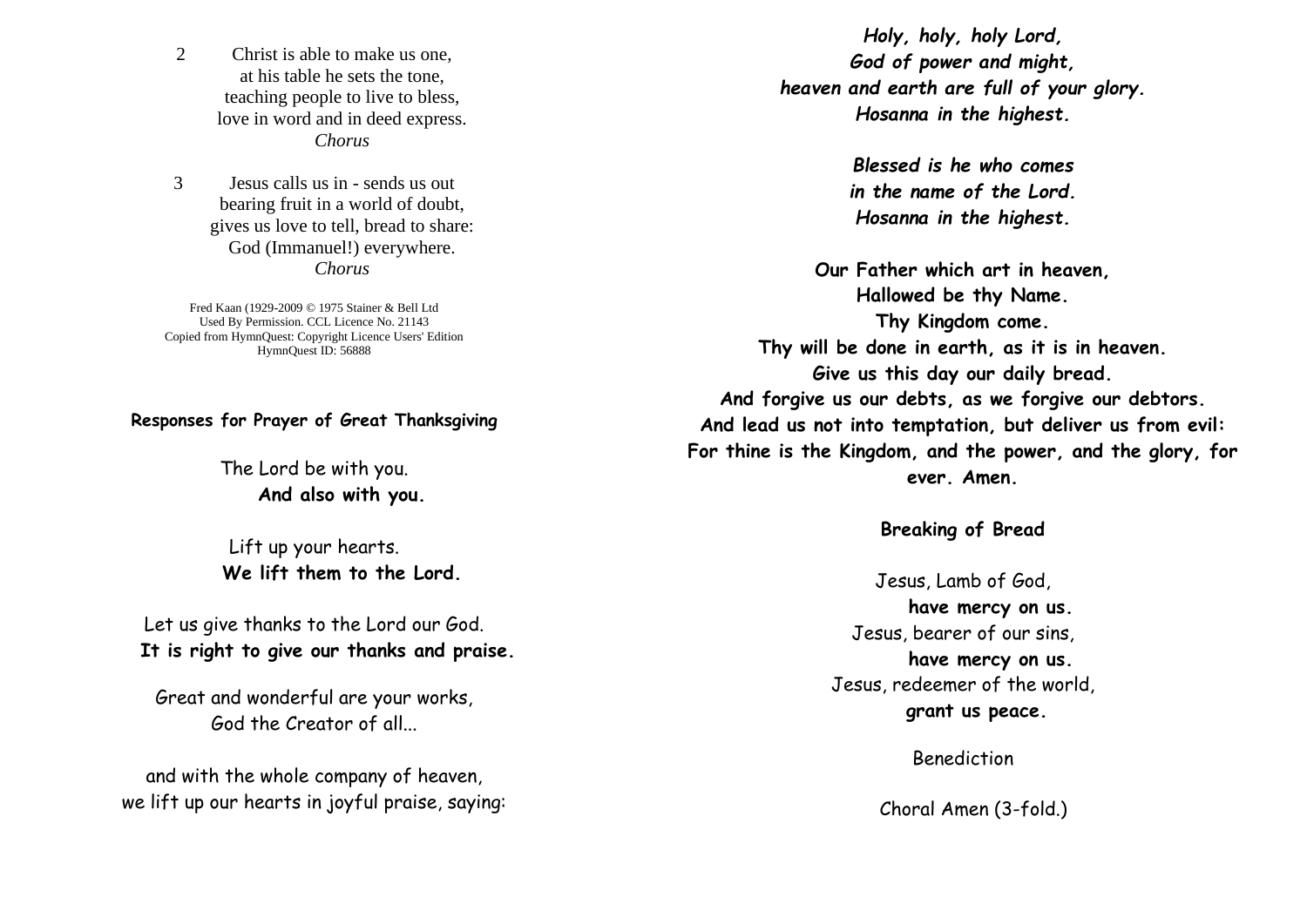2 Christ is able to make us one,
at his table he sets the tone,
teaching people to live to bless,
love in word and in deed express.
*Chorus*

3 Jesus calls us in - sends us out
bearing fruit in a world of doubt,
gives us love to tell, bread to share:
God (Immanuel!) everywhere.
*Chorus*

Fred Kaan (1929-2009 © 1975 Stainer & Bell Ltd
Used By Permission. CCL Licence No. 21143
Copied from HymnQuest: Copyright Licence Users' Edition
HymnQuest ID: 56888

**Responses for Prayer of Great Thanksgiving**

The Lord be with you.
**And also with you.**

Lift up your hearts.
**We lift them to the Lord.**

Let us give thanks to the Lord our God.
**It is right to give our thanks and praise.**

Great and wonderful are your works,
God the Creator of all...

and with the whole company of heaven,
we lift up our hearts in joyful praise, saying:

***Holy, holy, holy Lord,***
***God of power and might,***
***heaven and earth are full of your glory.***
***Hosanna in the highest.***

***Blessed is he who comes***
***in the name of the Lord.***
***Hosanna in the highest.***

**Our Father which art in heaven,**
**Hallowed be thy Name.**
**Thy Kingdom come.**
**Thy will be done in earth, as it is in heaven.**
**Give us this day our daily bread.**
**And forgive us our debts, as we forgive our debtors.**
**And lead us not into temptation, but deliver us from evil:**
**For thine is the Kingdom, and the power, and the glory, for ever. Amen.**

**Breaking of Bread**

Jesus, Lamb of God,
**have mercy on us.**
Jesus, bearer of our sins,
**have mercy on us.**
Jesus, redeemer of the world,
**grant us peace.**

Benediction

Choral Amen (3-fold.)